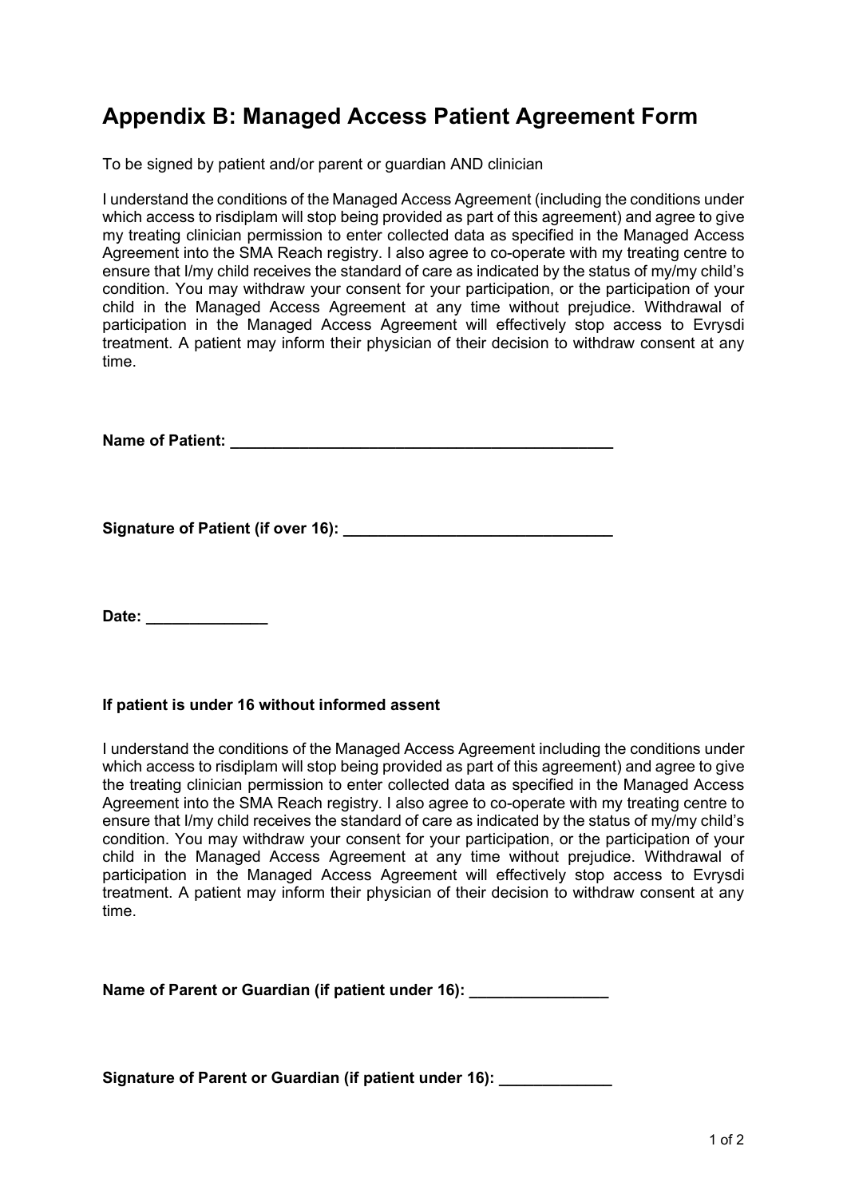# Appendix B: Managed Access Patient Agreement Form

To be signed by patient and/or parent or guardian AND clinician

I understand the conditions of the Managed Access Agreement (including the conditions under which access to risdiplam will stop being provided as part of this agreement) and agree to give my treating clinician permission to enter collected data as specified in the Managed Access Agreement into the SMA Reach registry. I also agree to co-operate with my treating centre to ensure that I/my child receives the standard of care as indicated by the status of my/my child's condition. You may withdraw your consent for your participation, or the participation of your child in the Managed Access Agreement at any time without prejudice. Withdrawal of participation in the Managed Access Agreement will effectively stop access to Evrysdi treatment. A patient may inform their physician of their decision to withdraw consent at any time.

**Name of Patient: \_\_\_\_\_\_\_\_\_\_\_\_\_\_\_\_\_\_\_\_\_\_\_\_\_\_\_\_\_\_\_\_\_\_\_\_\_\_\_\_\_\_\_\_\_**

**Signature of Patient (if over 16): \_\_\_\_\_\_\_\_\_\_\_\_\_\_\_\_\_\_\_\_\_\_\_\_\_\_\_\_\_\_\_**

**Date: \_\_\_\_\_\_\_\_\_\_\_\_\_\_**

**If patient is under 16 without informed assent**

I understand the conditions of the Managed Access Agreement including the conditions under which access to risdiplam will stop being provided as part of this agreement) and agree to give the treating clinician permission to enter collected data as specified in the Managed Access Agreement into the SMA Reach registry. I also agree to co-operate with my treating centre to ensure that I/my child receives the standard of care as indicated by the status of my/my child's condition. You may withdraw your consent for your participation, or the participation of your child in the Managed Access Agreement at any time without prejudice. Withdrawal of participation in the Managed Access Agreement will effectively stop access to Evrysdi treatment. A patient may inform their physician of their decision to withdraw consent at any time.

**Name of Parent or Guardian (if patient under 16): \_\_\_\_\_\_\_\_\_\_\_\_\_\_\_\_**

**Signature of Parent or Guardian (if patient under 16): \_\_\_\_\_\_\_\_\_\_\_\_\_**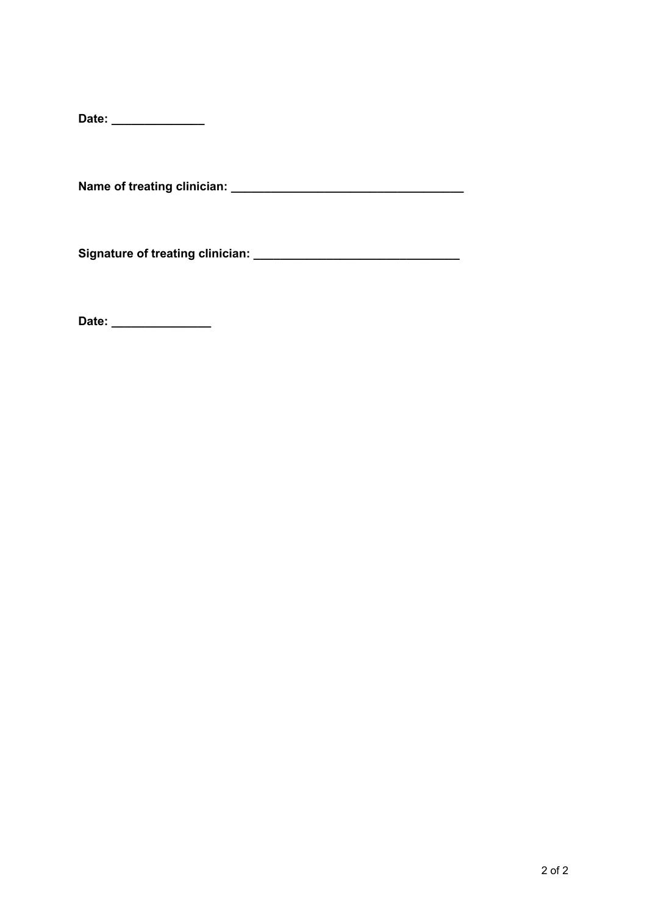**Date: ______________**

**Name of treating clinician: ___________________________________**

**Signature of treating clinician: _______________________________**

**Date: _______________**